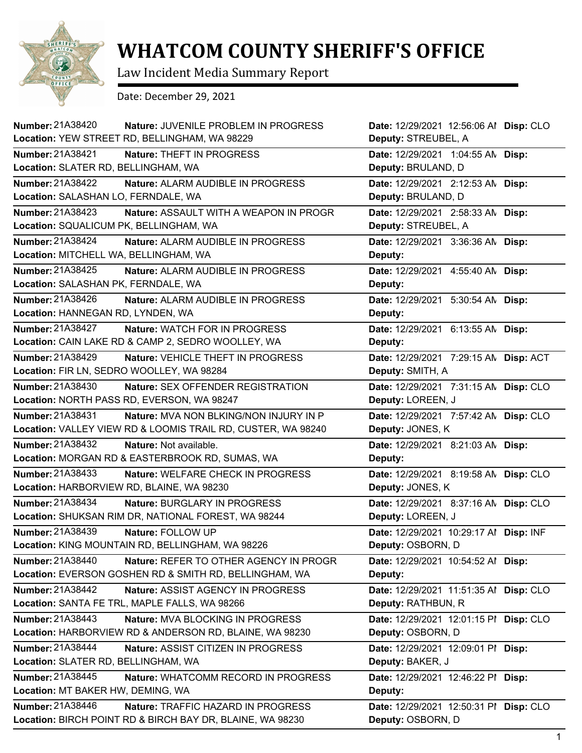# WHATCOM COUNTY SHERIFF'S OFFICE

Law Incident Media Summary Report

Date: December 29, 2021

| Number | Nature | Location | Date | Deputy | Disp |
|---|---|---|---|---|---|
| 21A38420 | JUVENILE PROBLEM IN PROGRESS | YEW STREET RD, BELLINGHAM, WA 98229 | 12/29/2021 12:56:06 AM | STREUBEL, A | CLO |
| 21A38421 | THEFT IN PROGRESS | SLATER RD, BELLINGHAM, WA | 12/29/2021 1:04:55 AM | BRULAND, D | |
| 21A38422 | ALARM AUDIBLE IN PROGRESS | SALASHAN LO, FERNDALE, WA | 12/29/2021 2:12:53 AM | BRULAND, D | |
| 21A38423 | ASSAULT WITH A WEAPON IN PROGR | SQUALICUM PK, BELLINGHAM, WA | 12/29/2021 2:58:33 AM | STREUBEL, A | |
| 21A38424 | ALARM AUDIBLE IN PROGRESS | MITCHELL WA, BELLINGHAM, WA | 12/29/2021 3:36:36 AM | | |
| 21A38425 | ALARM AUDIBLE IN PROGRESS | SALASHAN PK, FERNDALE, WA | 12/29/2021 4:55:40 AM | | |
| 21A38426 | ALARM AUDIBLE IN PROGRESS | HANNEGAN RD, LYNDEN, WA | 12/29/2021 5:30:54 AM | | |
| 21A38427 | WATCH FOR IN PROGRESS | CAIN LAKE RD & CAMP 2, SEDRO WOOLLEY, WA | 12/29/2021 6:13:55 AM | | |
| 21A38429 | VEHICLE THEFT IN PROGRESS | FIR LN, SEDRO WOOLLEY, WA 98284 | 12/29/2021 7:29:15 AM | SMITH, A | ACT |
| 21A38430 | SEX OFFENDER REGISTRATION | NORTH PASS RD, EVERSON, WA 98247 | 12/29/2021 7:31:15 AM | LOREEN, J | CLO |
| 21A38431 | MVA NON BLKING/NON INJURY IN P | VALLEY VIEW RD & LOOMIS TRAIL RD, CUSTER, WA 98240 | 12/29/2021 7:57:42 AM | JONES, K | CLO |
| 21A38432 | Not available. | MORGAN RD & EASTERBROOK RD, SUMAS, WA | 12/29/2021 8:21:03 AM | | |
| 21A38433 | WELFARE CHECK IN PROGRESS | HARBORVIEW RD, BLAINE, WA 98230 | 12/29/2021 8:19:58 AM | JONES, K | CLO |
| 21A38434 | BURGLARY IN PROGRESS | SHUKSAN RIM DR, NATIONAL FOREST, WA 98244 | 12/29/2021 8:37:16 AM | LOREEN, J | CLO |
| 21A38439 | FOLLOW UP | KING MOUNTAIN RD, BELLINGHAM, WA 98226 | 12/29/2021 10:29:17 AM | OSBORN, D | INF |
| 21A38440 | REFER TO OTHER AGENCY IN PROGR | EVERSON GOSHEN RD & SMITH RD, BELLINGHAM, WA | 12/29/2021 10:54:52 AM | | |
| 21A38442 | ASSIST AGENCY IN PROGRESS | SANTA FE TRL, MAPLE FALLS, WA 98266 | 12/29/2021 11:51:35 AM | RATHBUN, R | CLO |
| 21A38443 | MVA BLOCKING IN PROGRESS | HARBORVIEW RD & ANDERSON RD, BLAINE, WA 98230 | 12/29/2021 12:01:15 PM | OSBORN, D | CLO |
| 21A38444 | ASSIST CITIZEN IN PROGRESS | SLATER RD, BELLINGHAM, WA | 12/29/2021 12:09:01 PM | BAKER, J | |
| 21A38445 | WHATCOMM RECORD IN PROGRESS | MT BAKER HW, DEMING, WA | 12/29/2021 12:46:22 PM | | |
| 21A38446 | TRAFFIC HAZARD IN PROGRESS | BIRCH POINT RD & BIRCH BAY DR, BLAINE, WA 98230 | 12/29/2021 12:50:31 PM | OSBORN, D | CLO |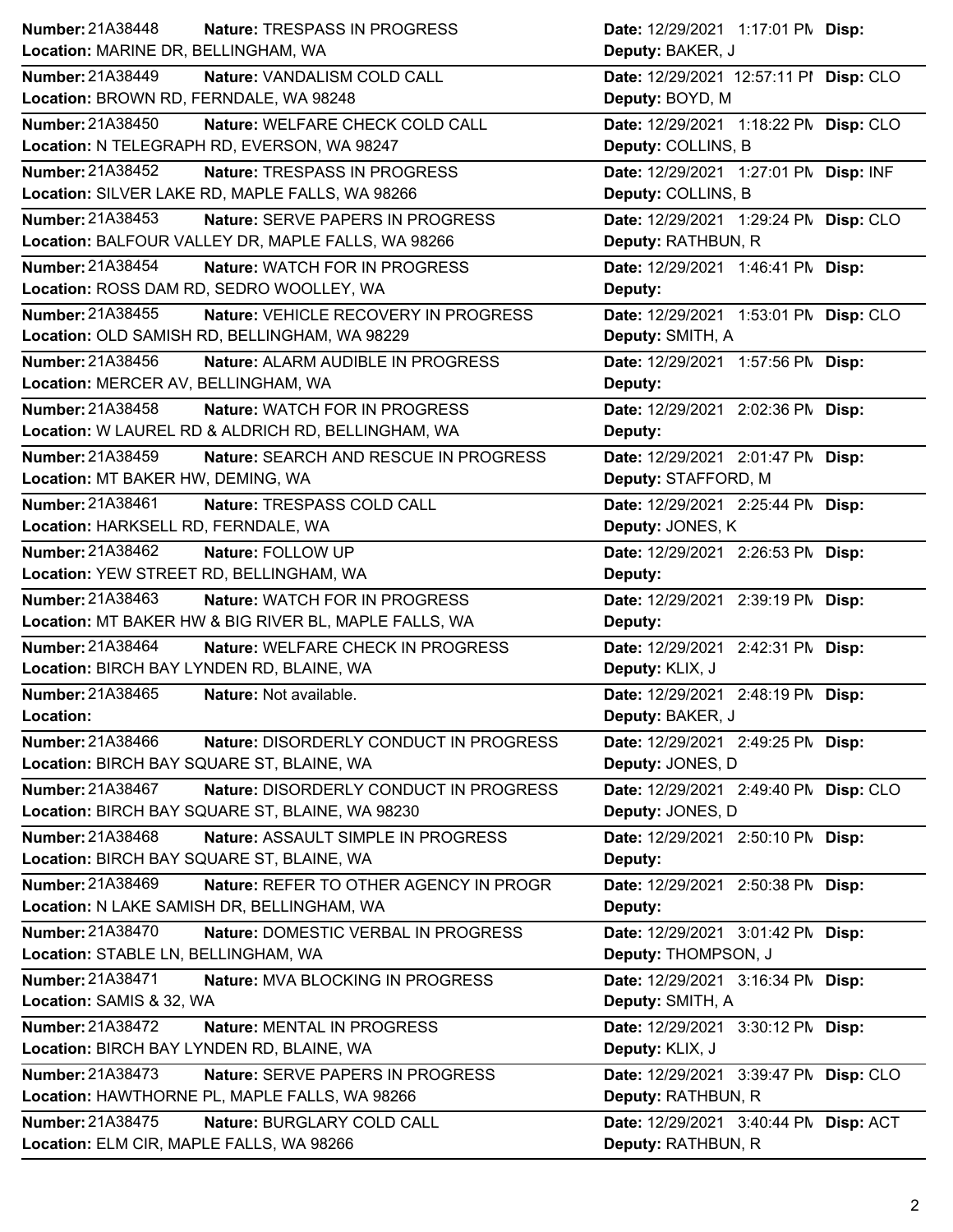| Number | Nature | Location | Date | Deputy | Disp |
|---|---|---|---|---|---|
| 21A38448 | TRESPASS IN PROGRESS | MARINE DR, BELLINGHAM, WA | 12/29/2021 1:17:01 PM | BAKER, J | |
| 21A38449 | VANDALISM COLD CALL | BROWN RD, FERNDALE, WA 98248 | 12/29/2021 12:57:11 PM | BOYD, M | CLO |
| 21A38450 | WELFARE CHECK COLD CALL | N TELEGRAPH RD, EVERSON, WA 98247 | 12/29/2021 1:18:22 PM | COLLINS, B | CLO |
| 21A38452 | TRESPASS IN PROGRESS | SILVER LAKE RD, MAPLE FALLS, WA 98266 | 12/29/2021 1:27:01 PM | COLLINS, B | INF |
| 21A38453 | SERVE PAPERS IN PROGRESS | BALFOUR VALLEY DR, MAPLE FALLS, WA 98266 | 12/29/2021 1:29:24 PM | RATHBUN, R | CLO |
| 21A38454 | WATCH FOR IN PROGRESS | ROSS DAM RD, SEDRO WOOLLEY, WA | 12/29/2021 1:46:41 PM | | |
| 21A38455 | VEHICLE RECOVERY IN PROGRESS | OLD SAMISH RD, BELLINGHAM, WA 98229 | 12/29/2021 1:53:01 PM | SMITH, A | CLO |
| 21A38456 | ALARM AUDIBLE IN PROGRESS | MERCER AV, BELLINGHAM, WA | 12/29/2021 1:57:56 PM | | |
| 21A38458 | WATCH FOR IN PROGRESS | W LAUREL RD & ALDRICH RD, BELLINGHAM, WA | 12/29/2021 2:02:36 PM | | |
| 21A38459 | SEARCH AND RESCUE IN PROGRESS | MT BAKER HW, DEMING, WA | 12/29/2021 2:01:47 PM | STAFFORD, M | |
| 21A38461 | TRESPASS COLD CALL | HARKSELL RD, FERNDALE, WA | 12/29/2021 2:25:44 PM | JONES, K | |
| 21A38462 | FOLLOW UP | YEW STREET RD, BELLINGHAM, WA | 12/29/2021 2:26:53 PM | | |
| 21A38463 | WATCH FOR IN PROGRESS | MT BAKER HW & BIG RIVER BL, MAPLE FALLS, WA | 12/29/2021 2:39:19 PM | | |
| 21A38464 | WELFARE CHECK IN PROGRESS | BIRCH BAY LYNDEN RD, BLAINE, WA | 12/29/2021 2:42:31 PM | KLIX, J | |
| 21A38465 | Not available. | | 12/29/2021 2:48:19 PM | BAKER, J | |
| 21A38466 | DISORDERLY CONDUCT IN PROGRESS | BIRCH BAY SQUARE ST, BLAINE, WA | 12/29/2021 2:49:25 PM | JONES, D | |
| 21A38467 | DISORDERLY CONDUCT IN PROGRESS | BIRCH BAY SQUARE ST, BLAINE, WA 98230 | 12/29/2021 2:49:40 PM | JONES, D | CLO |
| 21A38468 | ASSAULT SIMPLE IN PROGRESS | BIRCH BAY SQUARE ST, BLAINE, WA | 12/29/2021 2:50:10 PM | | |
| 21A38469 | REFER TO OTHER AGENCY IN PROGR | N LAKE SAMISH DR, BELLINGHAM, WA | 12/29/2021 2:50:38 PM | | |
| 21A38470 | DOMESTIC VERBAL IN PROGRESS | STABLE LN, BELLINGHAM, WA | 12/29/2021 3:01:42 PM | THOMPSON, J | |
| 21A38471 | MVA BLOCKING IN PROGRESS | SAMIS & 32, WA | 12/29/2021 3:16:34 PM | SMITH, A | |
| 21A38472 | MENTAL IN PROGRESS | BIRCH BAY LYNDEN RD, BLAINE, WA | 12/29/2021 3:30:12 PM | KLIX, J | |
| 21A38473 | SERVE PAPERS IN PROGRESS | HAWTHORNE PL, MAPLE FALLS, WA 98266 | 12/29/2021 3:39:47 PM | RATHBUN, R | CLO |
| 21A38475 | BURGLARY COLD CALL | ELM CIR, MAPLE FALLS, WA 98266 | 12/29/2021 3:40:44 PM | RATHBUN, R | ACT |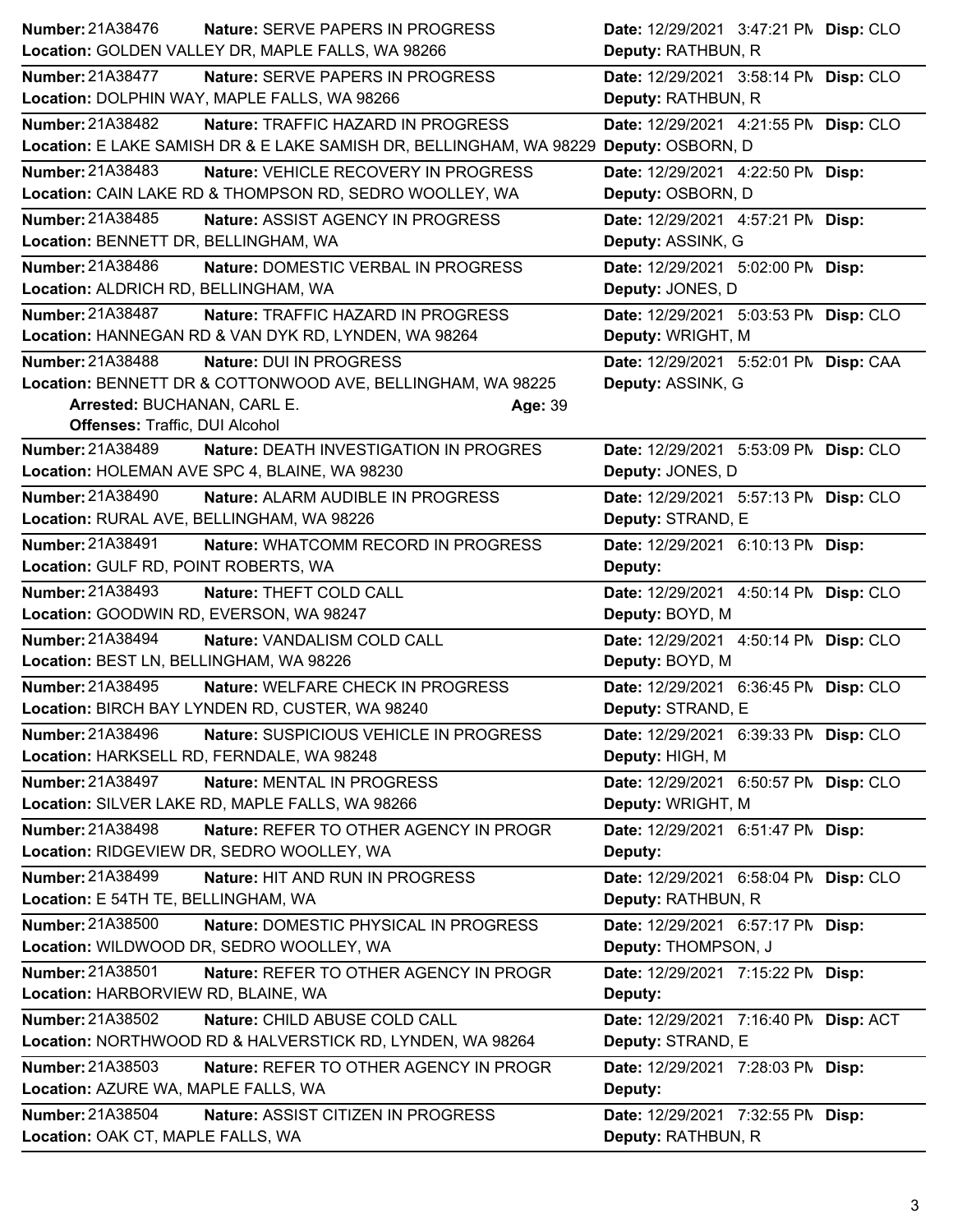**Number:** 21A38476 **Nature:** SERVE PAPERS IN PROGRESS **Date:** 12/29/2021 3:47:21 PM **Disp:** CLO
**Location:** GOLDEN VALLEY DR, MAPLE FALLS, WA 98266 **Deputy:** RATHBUN, R

---

**Number:** 21A38477 **Nature:** SERVE PAPERS IN PROGRESS **Date:** 12/29/2021 3:58:14 PM **Disp:** CLO
**Location:** DOLPHIN WAY, MAPLE FALLS, WA 98266 **Deputy:** RATHBUN, R

---

**Number:** 21A38482 **Nature:** TRAFFIC HAZARD IN PROGRESS **Date:** 12/29/2021 4:21:55 PM **Disp:** CLO
**Location:** E LAKE SAMISH DR & E LAKE SAMISH DR, BELLINGHAM, WA 98229 **Deputy:** OSBORN, D

---

**Number:** 21A38483 **Nature:** VEHICLE RECOVERY IN PROGRESS **Date:** 12/29/2021 4:22:50 PM **Disp:**
**Location:** CAIN LAKE RD & THOMPSON RD, SEDRO WOOLLEY, WA **Deputy:** OSBORN, D

---

**Number:** 21A38485 **Nature:** ASSIST AGENCY IN PROGRESS **Date:** 12/29/2021 4:57:21 PM **Disp:**
**Location:** BENNETT DR, BELLINGHAM, WA **Deputy:** ASSINK, G

---

**Number:** 21A38486 **Nature:** DOMESTIC VERBAL IN PROGRESS **Date:** 12/29/2021 5:02:00 PM **Disp:**
**Location:** ALDRICH RD, BELLINGHAM, WA **Deputy:** JONES, D

---

**Number:** 21A38487 **Nature:** TRAFFIC HAZARD IN PROGRESS **Date:** 12/29/2021 5:03:53 PM **Disp:** CLO
**Location:** HANNEGAN RD & VAN DYK RD, LYNDEN, WA 98264 **Deputy:** WRIGHT, M

---

**Number:** 21A38488 **Nature:** DUI IN PROGRESS **Date:** 12/29/2021 5:52:01 PM **Disp:** CAA
**Location:** BENNETT DR & COTTONWOOD AVE, BELLINGHAM, WA 98225 **Deputy:** ASSINK, G
**Arrested:** BUCHANAN, CARL E. **Age:** 39
**Offenses:** Traffic, DUI Alcohol

---

**Number:** 21A38489 **Nature:** DEATH INVESTIGATION IN PROGRES **Date:** 12/29/2021 5:53:09 PM **Disp:** CLO
**Location:** HOLEMAN AVE SPC 4, BLAINE, WA 98230 **Deputy:** JONES, D

---

**Number:** 21A38490 **Nature:** ALARM AUDIBLE IN PROGRESS **Date:** 12/29/2021 5:57:13 PM **Disp:** CLO
**Location:** RURAL AVE, BELLINGHAM, WA 98226 **Deputy:** STRAND, E

---

**Number:** 21A38491 **Nature:** WHATCOMM RECORD IN PROGRESS **Date:** 12/29/2021 6:10:13 PM **Disp:**
**Location:** GULF RD, POINT ROBERTS, WA **Deputy:**

---

**Number:** 21A38493 **Nature:** THEFT COLD CALL **Date:** 12/29/2021 4:50:14 PM **Disp:** CLO
**Location:** GOODWIN RD, EVERSON, WA 98247 **Deputy:** BOYD, M

---

**Number:** 21A38494 **Nature:** VANDALISM COLD CALL **Date:** 12/29/2021 4:50:14 PM **Disp:** CLO
**Location:** BEST LN, BELLINGHAM, WA 98226 **Deputy:** BOYD, M

---

**Number:** 21A38495 **Nature:** WELFARE CHECK IN PROGRESS **Date:** 12/29/2021 6:36:45 PM **Disp:** CLO
**Location:** BIRCH BAY LYNDEN RD, CUSTER, WA 98240 **Deputy:** STRAND, E

---

**Number:** 21A38496 **Nature:** SUSPICIOUS VEHICLE IN PROGRESS **Date:** 12/29/2021 6:39:33 PM **Disp:** CLO
**Location:** HARKSELL RD, FERNDALE, WA 98248 **Deputy:** HIGH, M

---

**Number:** 21A38497 **Nature:** MENTAL IN PROGRESS **Date:** 12/29/2021 6:50:57 PM **Disp:** CLO
**Location:** SILVER LAKE RD, MAPLE FALLS, WA 98266 **Deputy:** WRIGHT, M

---

**Number:** 21A38498 **Nature:** REFER TO OTHER AGENCY IN PROGR **Date:** 12/29/2021 6:51:47 PM **Disp:**
**Location:** RIDGEVIEW DR, SEDRO WOOLLEY, WA **Deputy:**

---

**Number:** 21A38499 **Nature:** HIT AND RUN IN PROGRESS **Date:** 12/29/2021 6:58:04 PM **Disp:** CLO
**Location:** E 54TH TE, BELLINGHAM, WA **Deputy:** RATHBUN, R

---

**Number:** 21A38500 **Nature:** DOMESTIC PHYSICAL IN PROGRESS **Date:** 12/29/2021 6:57:17 PM **Disp:**
**Location:** WILDWOOD DR, SEDRO WOOLLEY, WA **Deputy:** THOMPSON, J

---

**Number:** 21A38501 **Nature:** REFER TO OTHER AGENCY IN PROGR **Date:** 12/29/2021 7:15:22 PM **Disp:**
**Location:** HARBORVIEW RD, BLAINE, WA **Deputy:**

---

**Number:** 21A38502 **Nature:** CHILD ABUSE COLD CALL **Date:** 12/29/2021 7:16:40 PM **Disp:** ACT
**Location:** NORTHWOOD RD & HALVERSTICK RD, LYNDEN, WA 98264 **Deputy:** STRAND, E

---

**Number:** 21A38503 **Nature:** REFER TO OTHER AGENCY IN PROGR **Date:** 12/29/2021 7:28:03 PM **Disp:**
**Location:** AZURE WA, MAPLE FALLS, WA **Deputy:**

---

**Number:** 21A38504 **Nature:** ASSIST CITIZEN IN PROGRESS **Date:** 12/29/2021 7:32:55 PM **Disp:**
**Location:** OAK CT, MAPLE FALLS, WA **Deputy:** RATHBUN, R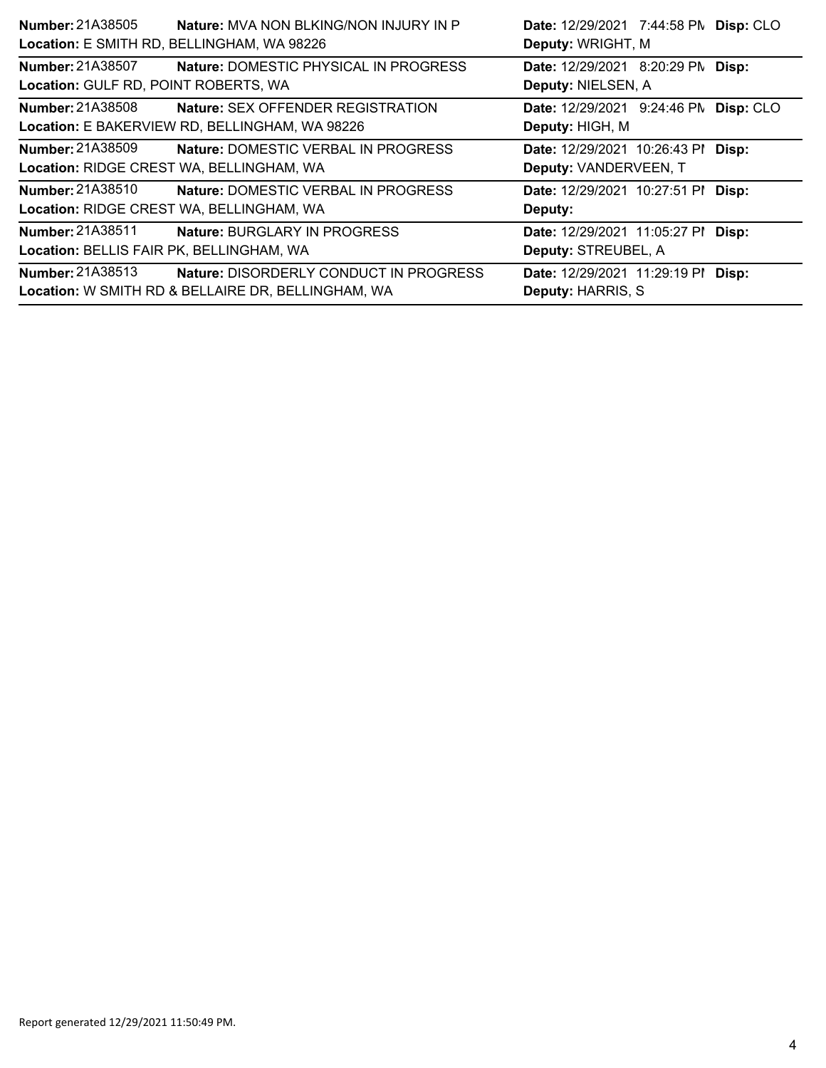**Number:** 21A38505 **Nature:** MVA NON BLKING/NON INJURY IN P **Date:** 12/29/2021 7:44:58 PM **Disp:** CLO
**Location:** E SMITH RD, BELLINGHAM, WA 98226 **Deputy:** WRIGHT, M

---

**Number:** 21A38507 **Nature:** DOMESTIC PHYSICAL IN PROGRESS **Date:** 12/29/2021 8:20:29 PM **Disp:**
**Location:** GULF RD, POINT ROBERTS, WA **Deputy:** NIELSEN, A

---

**Number:** 21A38508 **Nature:** SEX OFFENDER REGISTRATION **Date:** 12/29/2021 9:24:46 PM **Disp:** CLO
**Location:** E BAKERVIEW RD, BELLINGHAM, WA 98226 **Deputy:** HIGH, M

---

**Number:** 21A38509 **Nature:** DOMESTIC VERBAL IN PROGRESS **Date:** 12/29/2021 10:26:43 PM **Disp:**
**Location:** RIDGE CREST WA, BELLINGHAM, WA **Deputy:** VANDERVEEN, T

---

**Number:** 21A38510 **Nature:** DOMESTIC VERBAL IN PROGRESS **Date:** 12/29/2021 10:27:51 PM **Disp:**
**Location:** RIDGE CREST WA, BELLINGHAM, WA **Deputy:**

---

**Number:** 21A38511 **Nature:** BURGLARY IN PROGRESS **Date:** 12/29/2021 11:05:27 PM **Disp:**
**Location:** BELLIS FAIR PK, BELLINGHAM, WA **Deputy:** STREUBEL, A

---

**Number:** 21A38513 **Nature:** DISORDERLY CONDUCT IN PROGRESS **Date:** 12/29/2021 11:29:19 PM **Disp:**
**Location:** W SMITH RD & BELLAIRE DR, BELLINGHAM, WA **Deputy:** HARRIS, S

---

Report generated 12/29/2021 11:50:49 PM.